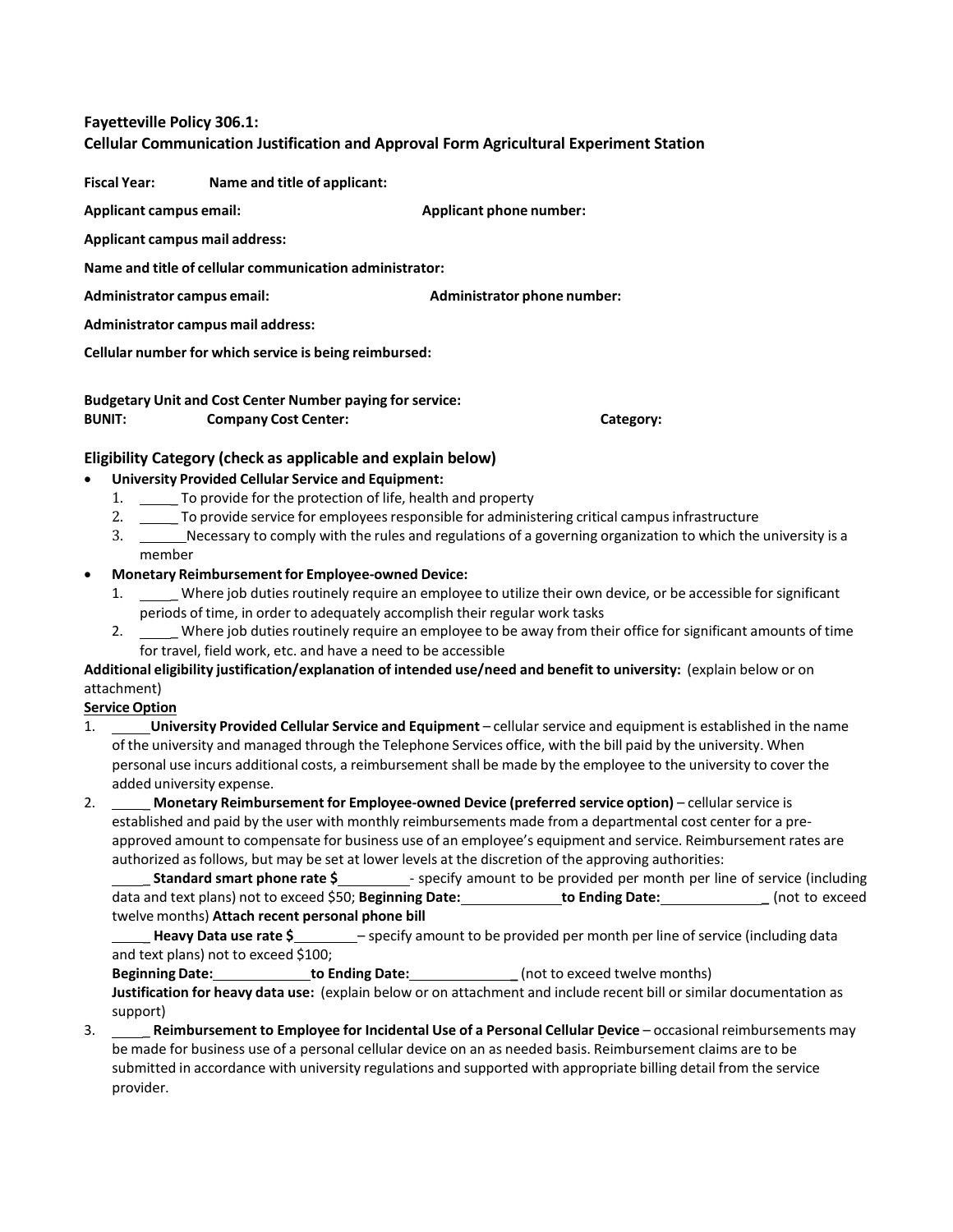**Fayetteville Policy 306.1:**
**Cellular Communication Justification and Approval Form Agricultural Experiment Station**

**Fiscal Year:** **Name and title of applicant:**

**Applicant campus email:** **Applicant phone number:**

**Applicant campus mail address:**

**Name and title of cellular communication administrator:**

**Administrator campus email:** **Administrator phone number:**

**Administrator campus mail address:**

**Cellular number for which service is being reimbursed:**

**Budgetary Unit and Cost Center Number paying for service:**
**BUNIT:** **Company Cost Center:** **Category:**

### Eligibility Category (check as applicable and explain below)

- **University Provided Cellular Service and Equipment:**
  1. _____ To provide for the protection of life, health and property
  2. _____ To provide service for employees responsible for administering critical campus infrastructure
  3. ______Necessary to comply with the rules and regulations of a governing organization to which the university is a member
- **Monetary Reimbursement for Employee-owned Device:**
  1. _____ Where job duties routinely require an employee to utilize their own device, or be accessible for significant periods of time, in order to adequately accomplish their regular work tasks
  2. _____ Where job duties routinely require an employee to be away from their office for significant amounts of time for travel, field work, etc. and have a need to be accessible

**Additional eligibility justification/explanation of intended use/need and benefit to university:** (explain below or on attachment)

**Service Option**

1. _____ **University Provided Cellular Service and Equipment** – cellular service and equipment is established in the name of the university and managed through the Telephone Services office, with the bill paid by the university. When personal use incurs additional costs, a reimbursement shall be made by the employee to the university to cover the added university expense.
2. _____ **Monetary Reimbursement for Employee-owned Device (preferred service option)** – cellular service is established and paid by the user with monthly reimbursements made from a departmental cost center for a pre-approved amount to compensate for business use of an employee's equipment and service. Reimbursement rates are authorized as follows, but may be set at lower levels at the discretion of the approving authorities:

   _____ **Standard smart phone rate $**_________- specify amount to be provided per month per line of service (including data and text plans) not to exceed $50; **Beginning Date:**_____________ **to Ending Date:**_____________ (not to exceed twelve months) **Attach recent personal phone bill**

   _____ **Heavy Data use rate $**________ – specify amount to be provided per month per line of service (including data and text plans) not to exceed $100;
   **Beginning Date:**_____________ **to Ending Date:**_____________ (not to exceed twelve months)
   **Justification for heavy data use:** (explain below or on attachment and include recent bill or similar documentation as support)
3. _____ **Reimbursement to Employee for Incidental Use of a Personal Cellular Device** – occasional reimbursements may be made for business use of a personal cellular device on an as needed basis. Reimbursement claims are to be submitted in accordance with university regulations and supported with appropriate billing detail from the service provider.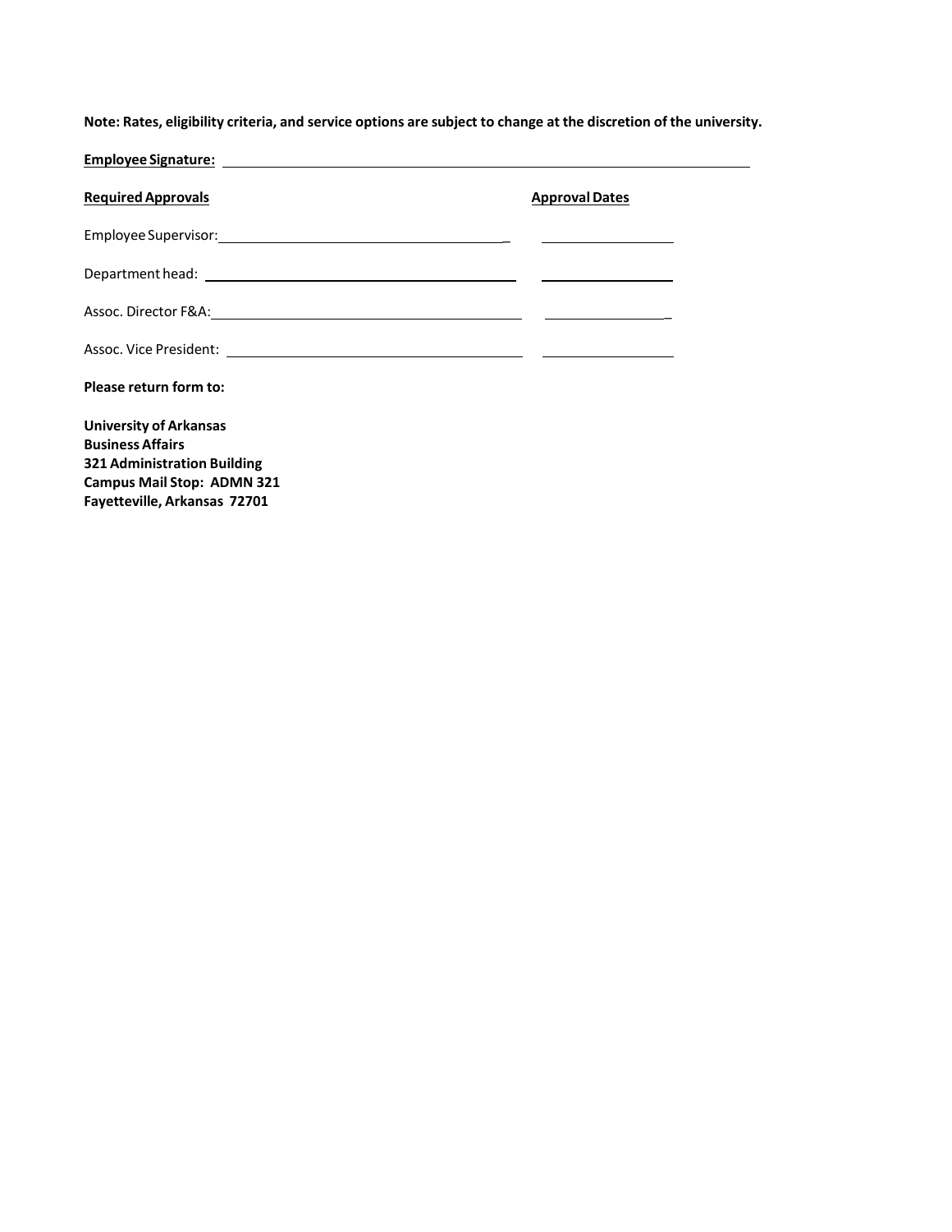**Note: Rates, eligibility criteria, and service options are subject to change at the discretion of the university.**

**Employee Signature:** ______________________________________________________________

| **Required Approvals** | **Approval Dates** |
| --- | --- |
| Employee Supervisor: ______________________________ | ______________ |
| Department head: ______________________________ | ______________ |
| Assoc. Director F&A: ______________________________ | ______________ |
| Assoc. Vice President: ______________________________ | ______________ |

**Please return form to:**

**University of Arkansas**
**Business Affairs**
**321 Administration Building**
**Campus Mail Stop: ADMN 321**
**Fayetteville, Arkansas 72701**